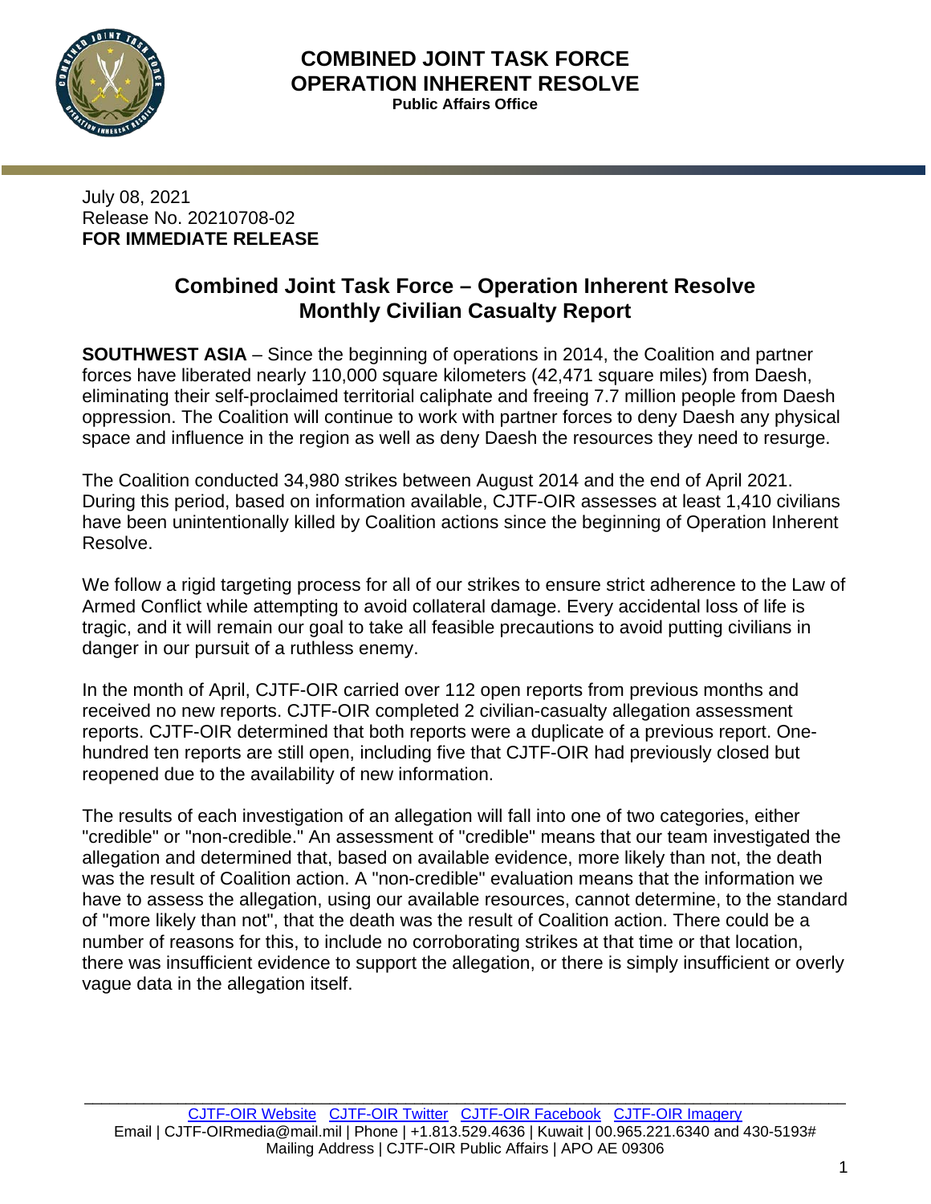**COMBINED JOINT TASK FORCE**
**OPERATION INHERENT RESOLVE**
**Public Affairs Office**

July 08, 2021
Release No. 20210708-02
**FOR IMMEDIATE RELEASE**

# Combined Joint Task Force – Operation Inherent Resolve Monthly Civilian Casualty Report

**SOUTHWEST ASIA** – Since the beginning of operations in 2014, the Coalition and partner forces have liberated nearly 110,000 square kilometers (42,471 square miles) from Daesh, eliminating their self-proclaimed territorial caliphate and freeing 7.7 million people from Daesh oppression. The Coalition will continue to work with partner forces to deny Daesh any physical space and influence in the region as well as deny Daesh the resources they need to resurge.

The Coalition conducted 34,980 strikes between August 2014 and the end of April 2021. During this period, based on information available, CJTF-OIR assesses at least 1,410 civilians have been unintentionally killed by Coalition actions since the beginning of Operation Inherent Resolve.

We follow a rigid targeting process for all of our strikes to ensure strict adherence to the Law of Armed Conflict while attempting to avoid collateral damage. Every accidental loss of life is tragic, and it will remain our goal to take all feasible precautions to avoid putting civilians in danger in our pursuit of a ruthless enemy.

In the month of April, CJTF-OIR carried over 112 open reports from previous months and received no new reports. CJTF-OIR completed 2 civilian-casualty allegation assessment reports. CJTF-OIR determined that both reports were a duplicate of a previous report. One-hundred ten reports are still open, including five that CJTF-OIR had previously closed but reopened due to the availability of new information.

The results of each investigation of an allegation will fall into one of two categories, either "credible" or "non-credible." An assessment of "credible" means that our team investigated the allegation and determined that, based on available evidence, more likely than not, the death was the result of Coalition action. A "non-credible" evaluation means that the information we have to assess the allegation, using our available resources, cannot determine, to the standard of "more likely than not", that the death was the result of Coalition action. There could be a number of reasons for this, to include no corroborating strikes at that time or that location, there was insufficient evidence to support the allegation, or there is simply insufficient or overly vague data in the allegation itself.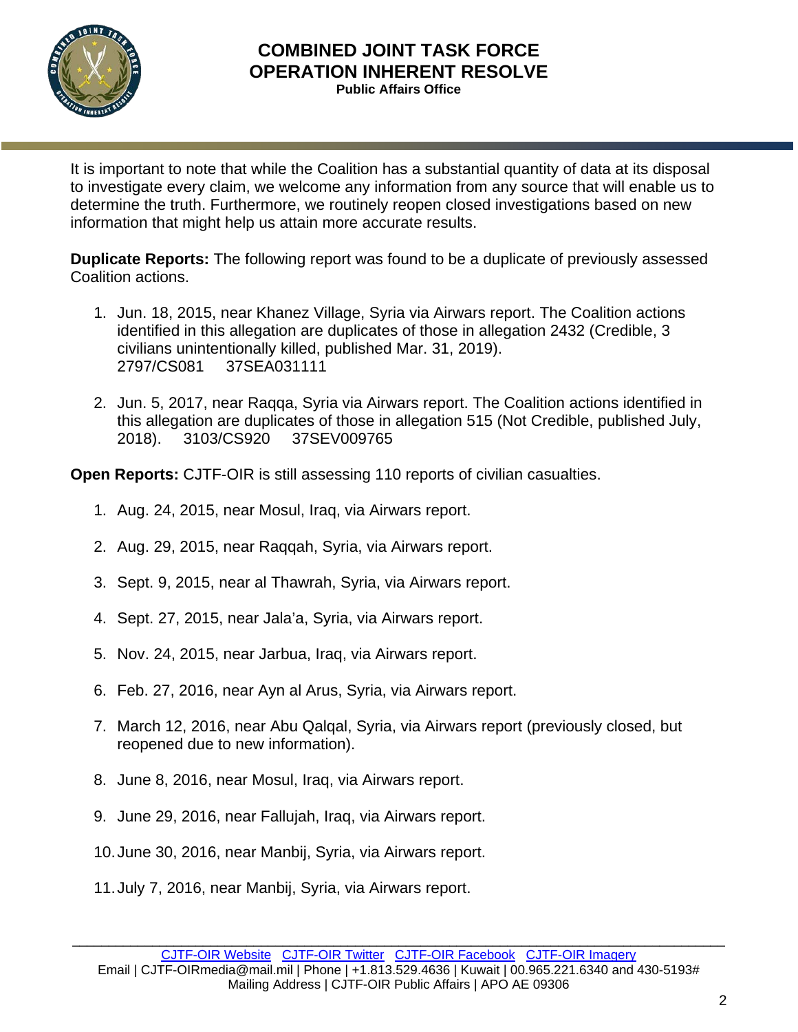It is important to note that while the Coalition has a substantial quantity of data at its disposal to investigate every claim, we welcome any information from any source that will enable us to determine the truth. Furthermore, we routinely reopen closed investigations based on new information that might help us attain more accurate results.

**Duplicate Reports:** The following report was found to be a duplicate of previously assessed Coalition actions.

1. Jun. 18, 2015, near Khanez Village, Syria via Airwars report. The Coalition actions identified in this allegation are duplicates of those in allegation 2432 (Credible, 3 civilians unintentionally killed, published Mar. 31, 2019). 2797/CS081 37SEA031111

2. Jun. 5, 2017, near Raqqa, Syria via Airwars report. The Coalition actions identified in this allegation are duplicates of those in allegation 515 (Not Credible, published July, 2018). 3103/CS920 37SEV009765

**Open Reports:** CJTF-OIR is still assessing 110 reports of civilian casualties.

1. Aug. 24, 2015, near Mosul, Iraq, via Airwars report.

2. Aug. 29, 2015, near Raqqah, Syria, via Airwars report.

3. Sept. 9, 2015, near al Thawrah, Syria, via Airwars report.

4. Sept. 27, 2015, near Jala'a, Syria, via Airwars report.

5. Nov. 24, 2015, near Jarbua, Iraq, via Airwars report.

6. Feb. 27, 2016, near Ayn al Arus, Syria, via Airwars report.

7. March 12, 2016, near Abu Qalqal, Syria, via Airwars report (previously closed, but reopened due to new information).

8. June 8, 2016, near Mosul, Iraq, via Airwars report.

9. June 29, 2016, near Fallujah, Iraq, via Airwars report.

10. June 30, 2016, near Manbij, Syria, via Airwars report.

11. July 7, 2016, near Manbij, Syria, via Airwars report.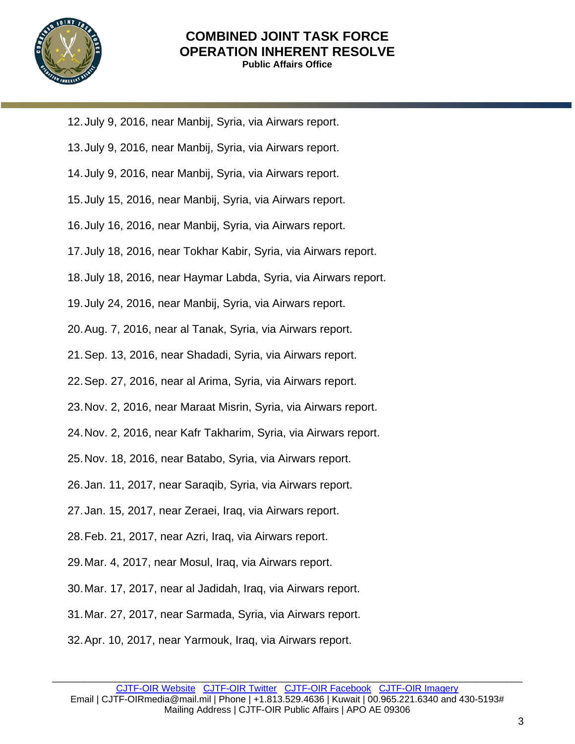12. July 9, 2016, near Manbij, Syria, via Airwars report.
13. July 9, 2016, near Manbij, Syria, via Airwars report.
14. July 9, 2016, near Manbij, Syria, via Airwars report.
15. July 15, 2016, near Manbij, Syria, via Airwars report.
16. July 16, 2016, near Manbij, Syria, via Airwars report.
17. July 18, 2016, near Tokhar Kabir, Syria, via Airwars report.
18. July 18, 2016, near Haymar Labda, Syria, via Airwars report.
19. July 24, 2016, near Manbij, Syria, via Airwars report.
20. Aug. 7, 2016, near al Tanak, Syria, via Airwars report.
21. Sep. 13, 2016, near Shadadi, Syria, via Airwars report.
22. Sep. 27, 2016, near al Arima, Syria, via Airwars report.
23. Nov. 2, 2016, near Maraat Misrin, Syria, via Airwars report.
24. Nov. 2, 2016, near Kafr Takharim, Syria, via Airwars report.
25. Nov. 18, 2016, near Batabo, Syria, via Airwars report.
26. Jan. 11, 2017, near Saraqib, Syria, via Airwars report.
27. Jan. 15, 2017, near Zeraei, Iraq, via Airwars report.
28. Feb. 21, 2017, near Azri, Iraq, via Airwars report.
29. Mar. 4, 2017, near Mosul, Iraq, via Airwars report.
30. Mar. 17, 2017, near al Jadidah, Iraq, via Airwars report.
31. Mar. 27, 2017, near Sarmada, Syria, via Airwars report.
32. Apr. 10, 2017, near Yarmouk, Iraq, via Airwars report.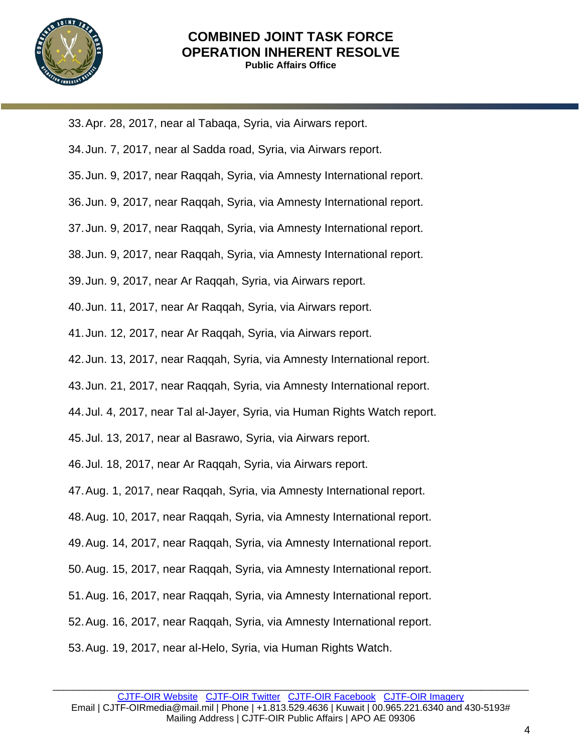33. Apr. 28, 2017, near al Tabaqa, Syria, via Airwars report.
34. Jun. 7, 2017, near al Sadda road, Syria, via Airwars report.
35. Jun. 9, 2017, near Raqqah, Syria, via Amnesty International report.
36. Jun. 9, 2017, near Raqqah, Syria, via Amnesty International report.
37. Jun. 9, 2017, near Raqqah, Syria, via Amnesty International report.
38. Jun. 9, 2017, near Raqqah, Syria, via Amnesty International report.
39. Jun. 9, 2017, near Ar Raqqah, Syria, via Airwars report.
40. Jun. 11, 2017, near Ar Raqqah, Syria, via Airwars report.
41. Jun. 12, 2017, near Ar Raqqah, Syria, via Airwars report.
42. Jun. 13, 2017, near Raqqah, Syria, via Amnesty International report.
43. Jun. 21, 2017, near Raqqah, Syria, via Amnesty International report.
44. Jul. 4, 2017, near Tal al-Jayer, Syria, via Human Rights Watch report.
45. Jul. 13, 2017, near al Basrawo, Syria, via Airwars report.
46. Jul. 18, 2017, near Ar Raqqah, Syria, via Airwars report.
47. Aug. 1, 2017, near Raqqah, Syria, via Amnesty International report.
48. Aug. 10, 2017, near Raqqah, Syria, via Amnesty International report.
49. Aug. 14, 2017, near Raqqah, Syria, via Amnesty International report.
50. Aug. 15, 2017, near Raqqah, Syria, via Amnesty International report.
51. Aug. 16, 2017, near Raqqah, Syria, via Amnesty International report.
52. Aug. 16, 2017, near Raqqah, Syria, via Amnesty International report.
53. Aug. 19, 2017, near al-Helo, Syria, via Human Rights Watch.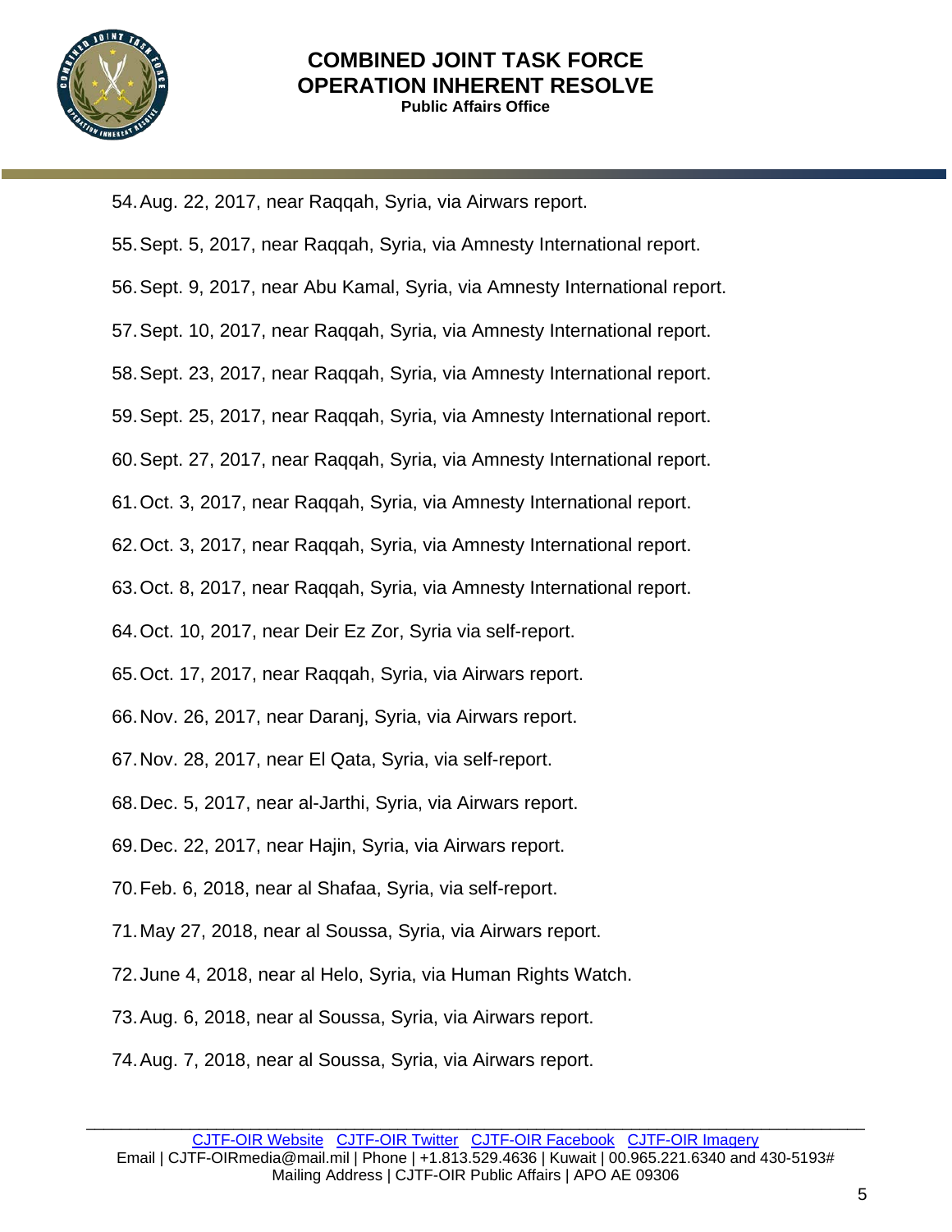54. Aug. 22, 2017, near Raqqah, Syria, via Airwars report.
55. Sept. 5, 2017, near Raqqah, Syria, via Amnesty International report.
56. Sept. 9, 2017, near Abu Kamal, Syria, via Amnesty International report.
57. Sept. 10, 2017, near Raqqah, Syria, via Amnesty International report.
58. Sept. 23, 2017, near Raqqah, Syria, via Amnesty International report.
59. Sept. 25, 2017, near Raqqah, Syria, via Amnesty International report.
60. Sept. 27, 2017, near Raqqah, Syria, via Amnesty International report.
61. Oct. 3, 2017, near Raqqah, Syria, via Amnesty International report.
62. Oct. 3, 2017, near Raqqah, Syria, via Amnesty International report.
63. Oct. 8, 2017, near Raqqah, Syria, via Amnesty International report.
64. Oct. 10, 2017, near Deir Ez Zor, Syria via self-report.
65. Oct. 17, 2017, near Raqqah, Syria, via Airwars report.
66. Nov. 26, 2017, near Daranj, Syria, via Airwars report.
67. Nov. 28, 2017, near El Qata, Syria, via self-report.
68. Dec. 5, 2017, near al-Jarthi, Syria, via Airwars report.
69. Dec. 22, 2017, near Hajin, Syria, via Airwars report.
70. Feb. 6, 2018, near al Shafaa, Syria, via self-report.
71. May 27, 2018, near al Soussa, Syria, via Airwars report.
72. June 4, 2018, near al Helo, Syria, via Human Rights Watch.
73. Aug. 6, 2018, near al Soussa, Syria, via Airwars report.
74. Aug. 7, 2018, near al Soussa, Syria, via Airwars report.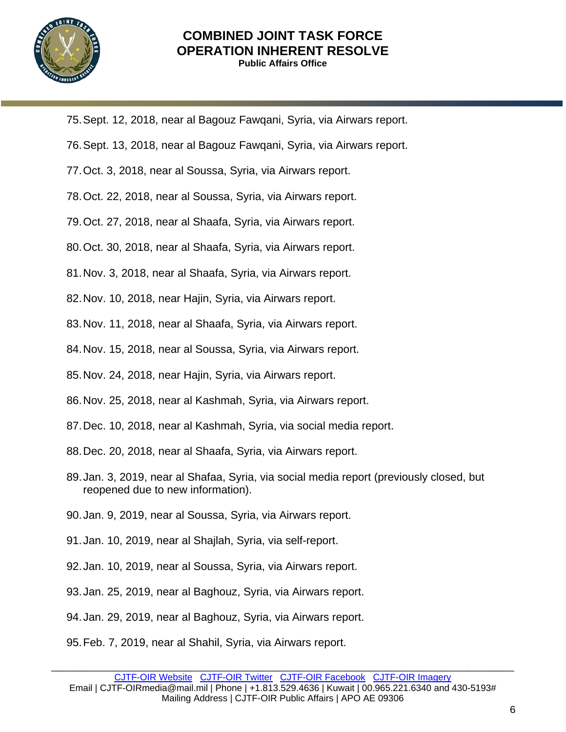75. Sept. 12, 2018, near al Bagouz Fawqani, Syria, via Airwars report.
76. Sept. 13, 2018, near al Bagouz Fawqani, Syria, via Airwars report.
77. Oct. 3, 2018, near al Soussa, Syria, via Airwars report.
78. Oct. 22, 2018, near al Soussa, Syria, via Airwars report.
79. Oct. 27, 2018, near al Shaafa, Syria, via Airwars report.
80. Oct. 30, 2018, near al Shaafa, Syria, via Airwars report.
81. Nov. 3, 2018, near al Shaafa, Syria, via Airwars report.
82. Nov. 10, 2018, near Hajin, Syria, via Airwars report.
83. Nov. 11, 2018, near al Shaafa, Syria, via Airwars report.
84. Nov. 15, 2018, near al Soussa, Syria, via Airwars report.
85. Nov. 24, 2018, near Hajin, Syria, via Airwars report.
86. Nov. 25, 2018, near al Kashmah, Syria, via Airwars report.
87. Dec. 10, 2018, near al Kashmah, Syria, via social media report.
88. Dec. 20, 2018, near al Shaafa, Syria, via Airwars report.
89. Jan. 3, 2019, near al Shafaa, Syria, via social media report (previously closed, but reopened due to new information).
90. Jan. 9, 2019, near al Soussa, Syria, via Airwars report.
91. Jan. 10, 2019, near al Shajlah, Syria, via self-report.
92. Jan. 10, 2019, near al Soussa, Syria, via Airwars report.
93. Jan. 25, 2019, near al Baghouz, Syria, via Airwars report.
94. Jan. 29, 2019, near al Baghouz, Syria, via Airwars report.
95. Feb. 7, 2019, near al Shahil, Syria, via Airwars report.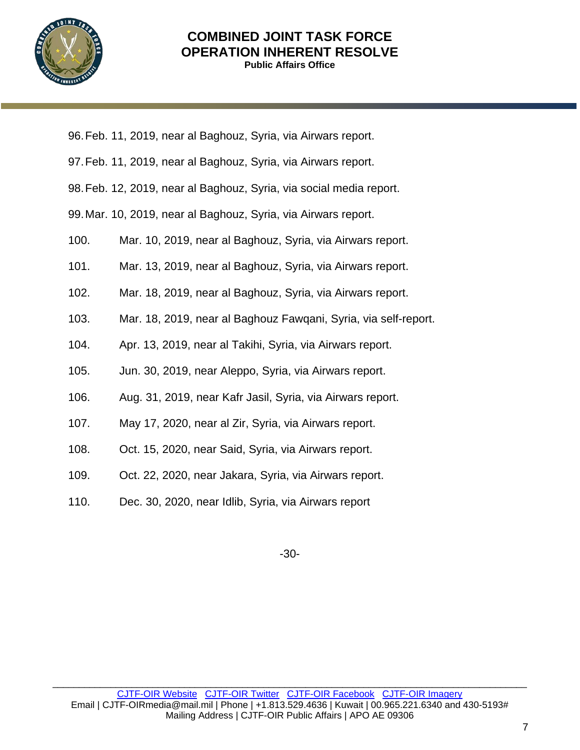96. Feb. 11, 2019, near al Baghouz, Syria, via Airwars report.
97. Feb. 11, 2019, near al Baghouz, Syria, via Airwars report.
98. Feb. 12, 2019, near al Baghouz, Syria, via social media report.
99. Mar. 10, 2019, near al Baghouz, Syria, via Airwars report.
100. Mar. 10, 2019, near al Baghouz, Syria, via Airwars report.
101. Mar. 13, 2019, near al Baghouz, Syria, via Airwars report.
102. Mar. 18, 2019, near al Baghouz, Syria, via Airwars report.
103. Mar. 18, 2019, near al Baghouz Fawqani, Syria, via self-report.
104. Apr. 13, 2019, near al Takihi, Syria, via Airwars report.
105. Jun. 30, 2019, near Aleppo, Syria, via Airwars report.
106. Aug. 31, 2019, near Kafr Jasil, Syria, via Airwars report.
107. May 17, 2020, near al Zir, Syria, via Airwars report.
108. Oct. 15, 2020, near Said, Syria, via Airwars report.
109. Oct. 22, 2020, near Jakara, Syria, via Airwars report.
110. Dec. 30, 2020, near Idlib, Syria, via Airwars report

-30-